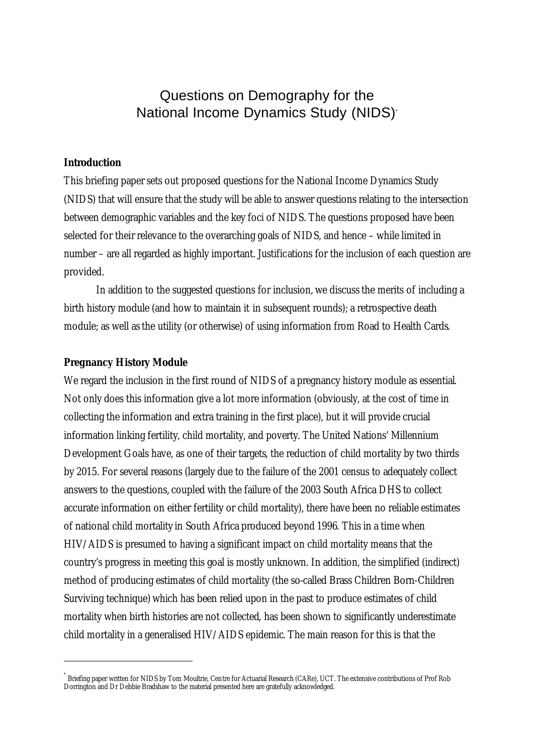# Questions on Demography for the National Income Dynamics Study (NIDS)[*]

## Introduction

This briefing paper sets out proposed questions for the National Income Dynamics Study (NIDS) that will ensure that the study will be able to answer questions relating to the intersection between demographic variables and the key foci of NIDS. The questions proposed have been selected for their relevance to the overarching goals of NIDS, and hence – while limited in number – are all regarded as highly important. Justifications for the inclusion of each question are provided.

In addition to the suggested questions for inclusion, we discuss the merits of including a birth history module (and how to maintain it in subsequent rounds); a retrospective death module; as well as the utility (or otherwise) of using information from Road to Health Cards.

## Pregnancy History Module

We regard the inclusion in the first round of NIDS of a pregnancy history module as essential. Not only does this information give a lot more information (obviously, at the cost of time in collecting the information and extra training in the first place), but it will provide crucial information linking fertility, child mortality, and poverty. The United Nations' Millennium Development Goals have, as one of their targets, the reduction of child mortality by two thirds by 2015. For several reasons (largely due to the failure of the 2001 census to adequately collect answers to the questions, coupled with the failure of the 2003 South Africa DHS to collect accurate information on either fertility or child mortality), there have been no reliable estimates of national child mortality in South Africa produced beyond 1996. This in a time when HIV/AIDS is presumed to having a significant impact on child mortality means that the country's progress in meeting this goal is mostly unknown. In addition, the simplified (indirect) method of producing estimates of child mortality (the so-called Brass Children Born-Children Surviving technique) which has been relied upon in the past to produce estimates of child mortality when birth histories are not collected, has been shown to significantly underestimate child mortality in a generalised HIV/AIDS epidemic. The main reason for this is that the

---

[*] Briefing paper written for NIDS by Tom Moultrie, Centre for Actuarial Research (CARe), UCT. The extensive contributions of Prof Rob Dorrington and Dr Debbie Bradshaw to the material presented here are gratefully acknowledged.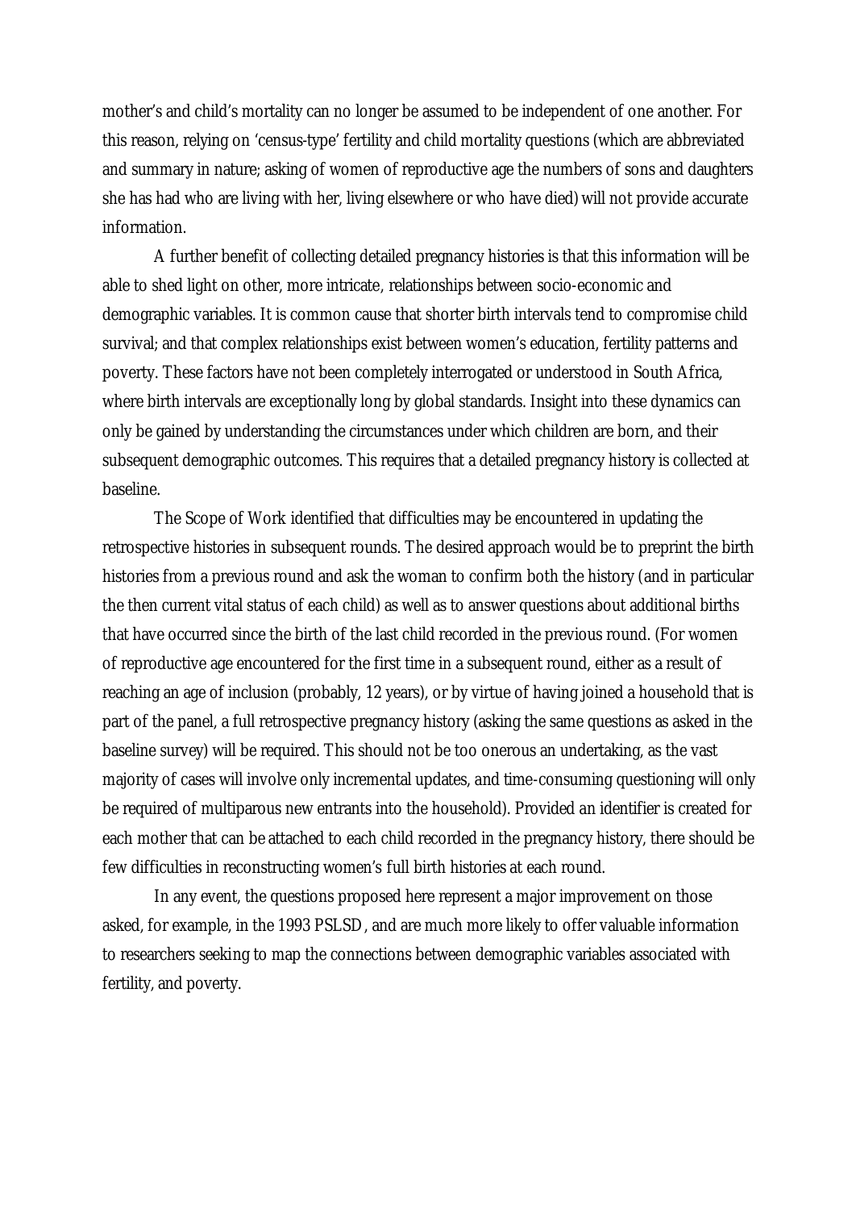mother's and child's mortality can no longer be assumed to be independent of one another. For this reason, relying on 'census-type' fertility and child mortality questions (which are abbreviated and summary in nature; asking of women of reproductive age the numbers of sons and daughters she has had who are living with her, living elsewhere or who have died) will not provide accurate information.

A further benefit of collecting detailed pregnancy histories is that this information will be able to shed light on other, more intricate, relationships between socio-economic and demographic variables. It is common cause that shorter birth intervals tend to compromise child survival; and that complex relationships exist between women's education, fertility patterns and poverty. These factors have not been completely interrogated or understood in South Africa, where birth intervals are exceptionally long by global standards. Insight into these dynamics can only be gained by understanding the circumstances under which children are born, and their subsequent demographic outcomes. This requires that a detailed pregnancy history is collected at baseline.

The Scope of Work identified that difficulties may be encountered in updating the retrospective histories in subsequent rounds. The desired approach would be to preprint the birth histories from a previous round and ask the woman to confirm both the history (and in particular the then current vital status of each child) as well as to answer questions about additional births that have occurred since the birth of the last child recorded in the previous round. (For women of reproductive age encountered for the first time in a subsequent round, either as a result of reaching an age of inclusion (probably, 12 years), or by virtue of having joined a household that is part of the panel, a full retrospective pregnancy history (asking the same questions as asked in the baseline survey) will be required. This should not be too onerous an undertaking, as the vast majority of cases will involve only incremental updates, and time-consuming questioning will only be required of multiparous new entrants into the household). Provided an identifier is created for each mother that can be attached to each child recorded in the pregnancy history, there should be few difficulties in reconstructing women's full birth histories at each round.

In any event, the questions proposed here represent a major improvement on those asked, for example, in the 1993 PSLSD, and are much more likely to offer valuable information to researchers seeking to map the connections between demographic variables associated with fertility, and poverty.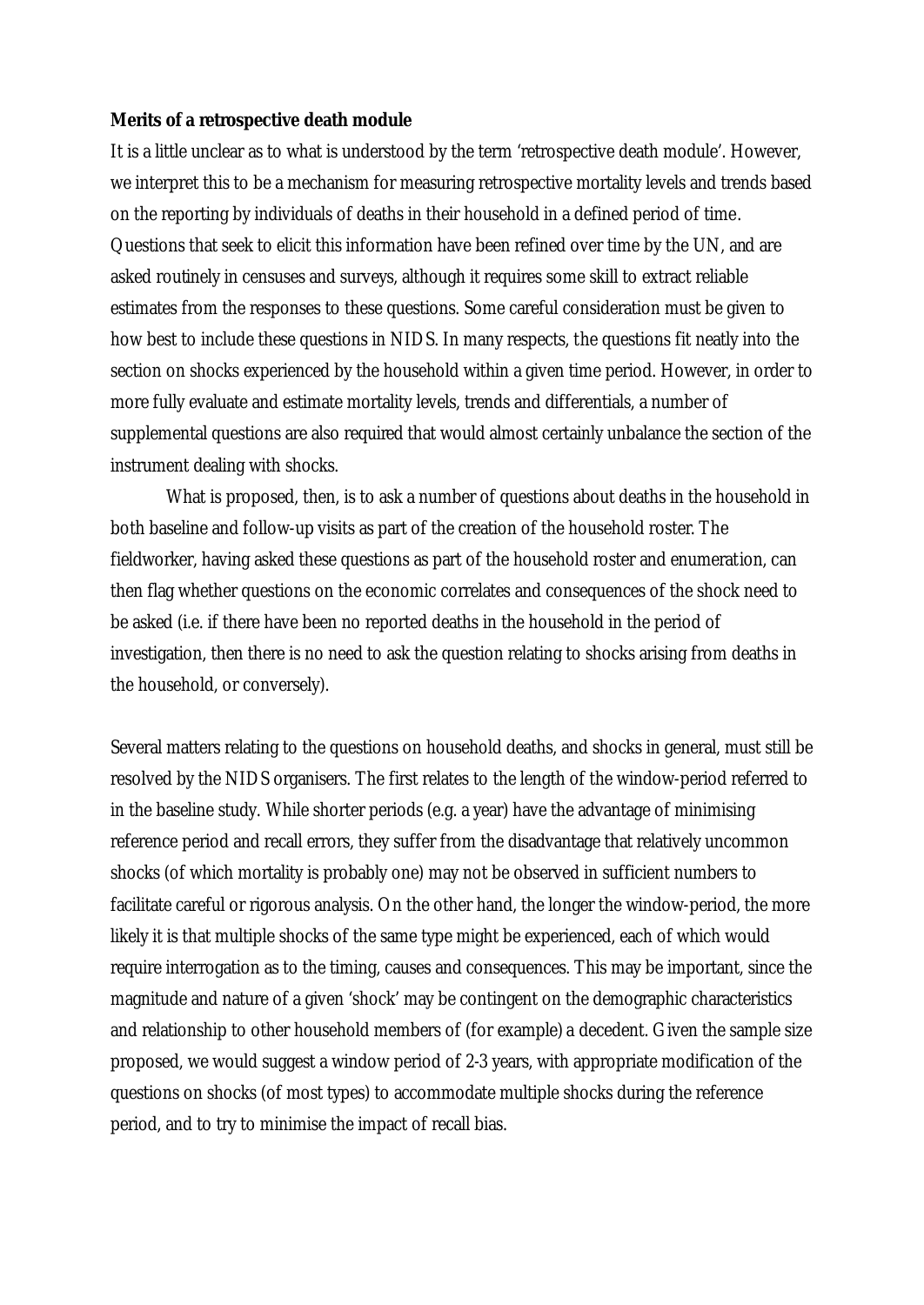**Merits of a retrospective death module**

It is a little unclear as to what is understood by the term 'retrospective death module'. However, we interpret this to be a mechanism for measuring retrospective mortality levels and trends based on the reporting by individuals of deaths in their household in a defined period of time. Questions that seek to elicit this information have been refined over time by the UN, and are asked routinely in censuses and surveys, although it requires some skill to extract reliable estimates from the responses to these questions. Some careful consideration must be given to how best to include these questions in NIDS. In many respects, the questions fit neatly into the section on shocks experienced by the household within a given time period. However, in order to more fully evaluate and estimate mortality levels, trends and differentials, a number of supplemental questions are also required that would almost certainly unbalance the section of the instrument dealing with shocks.

What is proposed, then, is to ask a number of questions about deaths in the household in both baseline and follow-up visits as part of the creation of the household roster. The fieldworker, having asked these questions as part of the household roster and enumeration, can then flag whether questions on the economic correlates and consequences of the shock need to be asked (i.e. if there have been no reported deaths in the household in the period of investigation, then there is no need to ask the question relating to shocks arising from deaths in the household, or conversely).

Several matters relating to the questions on household deaths, and shocks in general, must still be resolved by the NIDS organisers. The first relates to the length of the window-period referred to in the baseline study. While shorter periods (e.g. a year) have the advantage of minimising reference period and recall errors, they suffer from the disadvantage that relatively uncommon shocks (of which mortality is probably one) may not be observed in sufficient numbers to facilitate careful or rigorous analysis. On the other hand, the longer the window-period, the more likely it is that multiple shocks of the same type might be experienced, each of which would require interrogation as to the timing, causes and consequences. This may be important, since the magnitude and nature of a given 'shock' may be contingent on the demographic characteristics and relationship to other household members of (for example) a decedent. Given the sample size proposed, we would suggest a window period of 2-3 years, with appropriate modification of the questions on shocks (of most types) to accommodate multiple shocks during the reference period, and to try to minimise the impact of recall bias.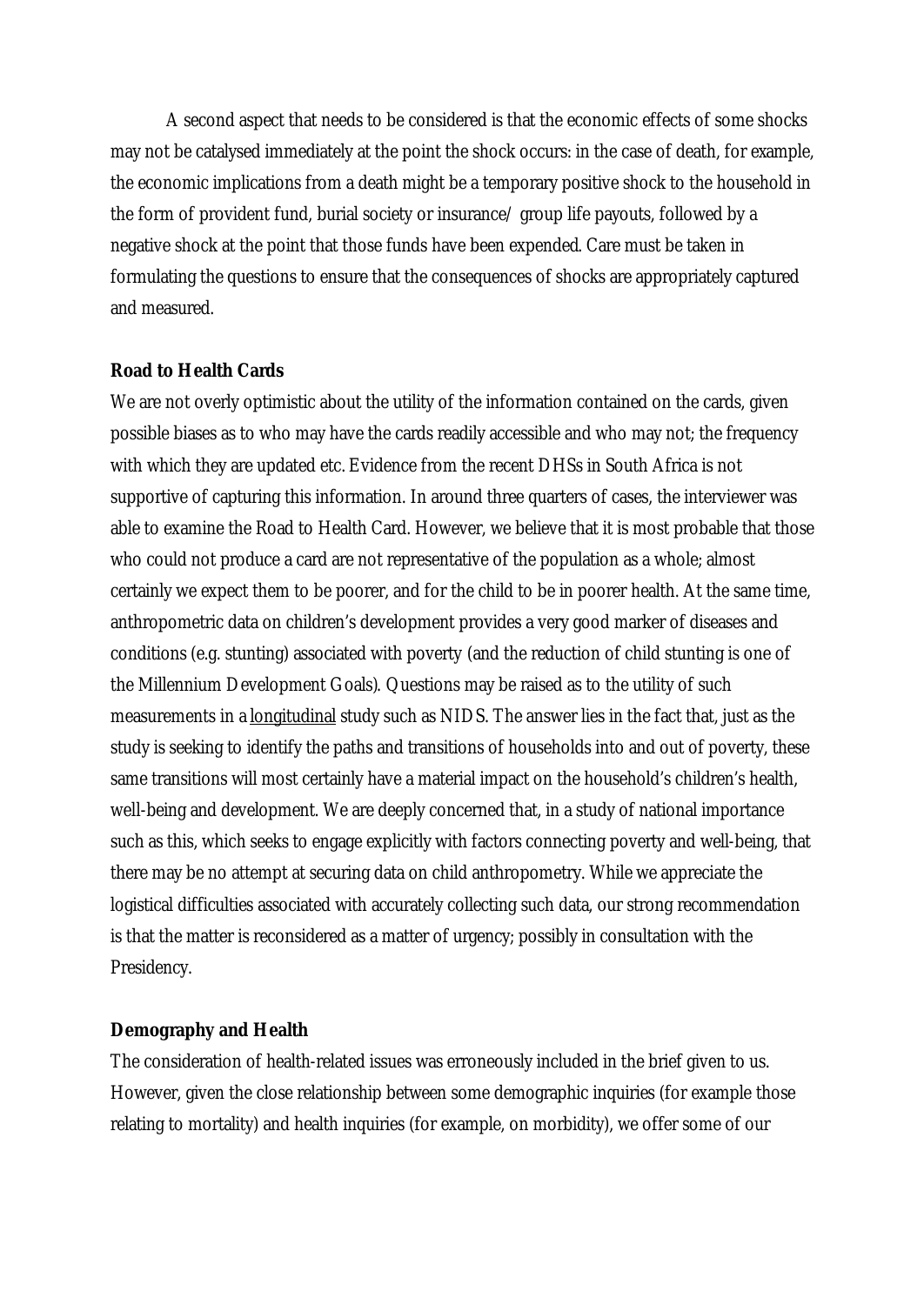A second aspect that needs to be considered is that the economic effects of some shocks may not be catalysed immediately at the point the shock occurs: in the case of death, for example, the economic implications from a death might be a temporary positive shock to the household in the form of provident fund, burial society or insurance/ group life payouts, followed by a negative shock at the point that those funds have been expended. Care must be taken in formulating the questions to ensure that the consequences of shocks are appropriately captured and measured.

**Road to Health Cards**

We are not overly optimistic about the utility of the information contained on the cards, given possible biases as to who may have the cards readily accessible and who may not; the frequency with which they are updated etc. Evidence from the recent DHSs in South Africa is not supportive of capturing this information. In around three quarters of cases, the interviewer was able to examine the Road to Health Card. However, we believe that it is most probable that those who could not produce a card are not representative of the population as a whole; almost certainly we expect them to be poorer, and for the child to be in poorer health. At the same time, anthropometric data on children's development provides a very good marker of diseases and conditions (e.g. stunting) associated with poverty (and the reduction of child stunting is one of the Millennium Development Goals). Questions may be raised as to the utility of such measurements in a <u>longitudinal</u> study such as NIDS. The answer lies in the fact that, just as the study is seeking to identify the paths and transitions of households into and out of poverty, these same transitions will most certainly have a material impact on the household's children's health, well-being and development. We are deeply concerned that, in a study of national importance such as this, which seeks to engage explicitly with factors connecting poverty and well-being, that there may be no attempt at securing data on child anthropometry. While we appreciate the logistical difficulties associated with accurately collecting such data, our strong recommendation is that the matter is reconsidered as a matter of urgency; possibly in consultation with the Presidency.

**Demography and Health**

The consideration of health-related issues was erroneously included in the brief given to us. However, given the close relationship between some demographic inquiries (for example those relating to mortality) and health inquiries (for example, on morbidity), we offer some of our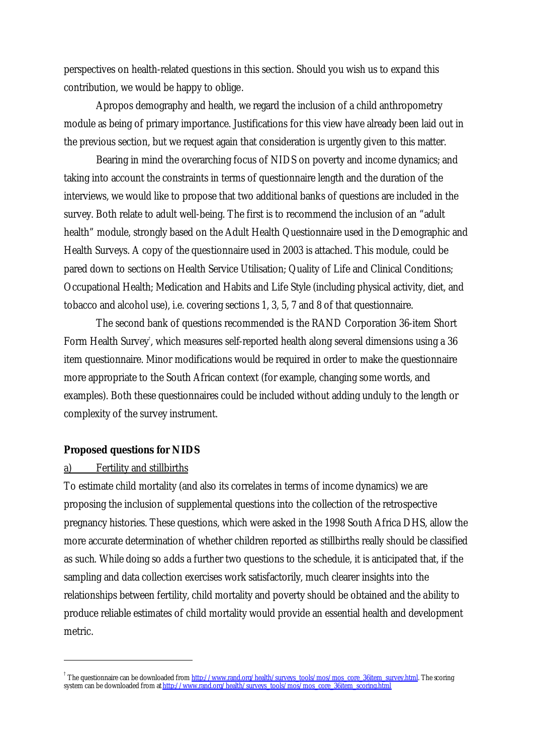perspectives on health-related questions in this section. Should you wish us to expand this contribution, we would be happy to oblige.

Apropos demography and health, we regard the inclusion of a child anthropometry module as being of primary importance. Justifications for this view have already been laid out in the previous section, but we request again that consideration is urgently given to this matter.

Bearing in mind the overarching focus of NIDS on poverty and income dynamics; and taking into account the constraints in terms of questionnaire length and the duration of the interviews, we would like to propose that two additional banks of questions are included in the survey. Both relate to adult well-being. The first is to recommend the inclusion of an "adult health" module, strongly based on the Adult Health Questionnaire used in the Demographic and Health Surveys. A copy of the questionnaire used in 2003 is attached. This module, could be pared down to sections on Health Service Utilisation; Quality of Life and Clinical Conditions; Occupational Health; Medication and Habits and Life Style (including physical activity, diet, and tobacco and alcohol use), i.e. covering sections 1, 3, 5, 7 and 8 of that questionnaire.

The second bank of questions recommended is the RAND Corporation 36-item Short Form Health Survey[†], which measures self-reported health along several dimensions using a 36 item questionnaire. Minor modifications would be required in order to make the questionnaire more appropriate to the South African context (for example, changing some words, and examples). Both these questionnaires could be included without adding unduly to the length or complexity of the survey instrument.

**Proposed questions for NIDS**

a) Fertility and stillbirths

To estimate child mortality (and also its correlates in terms of income dynamics) we are proposing the inclusion of supplemental questions into the collection of the retrospective pregnancy histories. These questions, which were asked in the 1998 South Africa DHS, allow the more accurate determination of whether children reported as stillbirths really should be classified as such. While doing so adds a further two questions to the schedule, it is anticipated that, if the sampling and data collection exercises work satisfactorily, much clearer insights into the relationships between fertility, child mortality and poverty should be obtained and the ability to produce reliable estimates of child mortality would provide an essential health and development metric.

---

[†] The questionnaire can be downloaded from http://www.rand.org/health/surveys_tools/mos/mos_core_36item_survey.html. The scoring system can be downloaded from at http://www.rand.org/health/surveys_tools/mos/mos_core_36item_scoring.html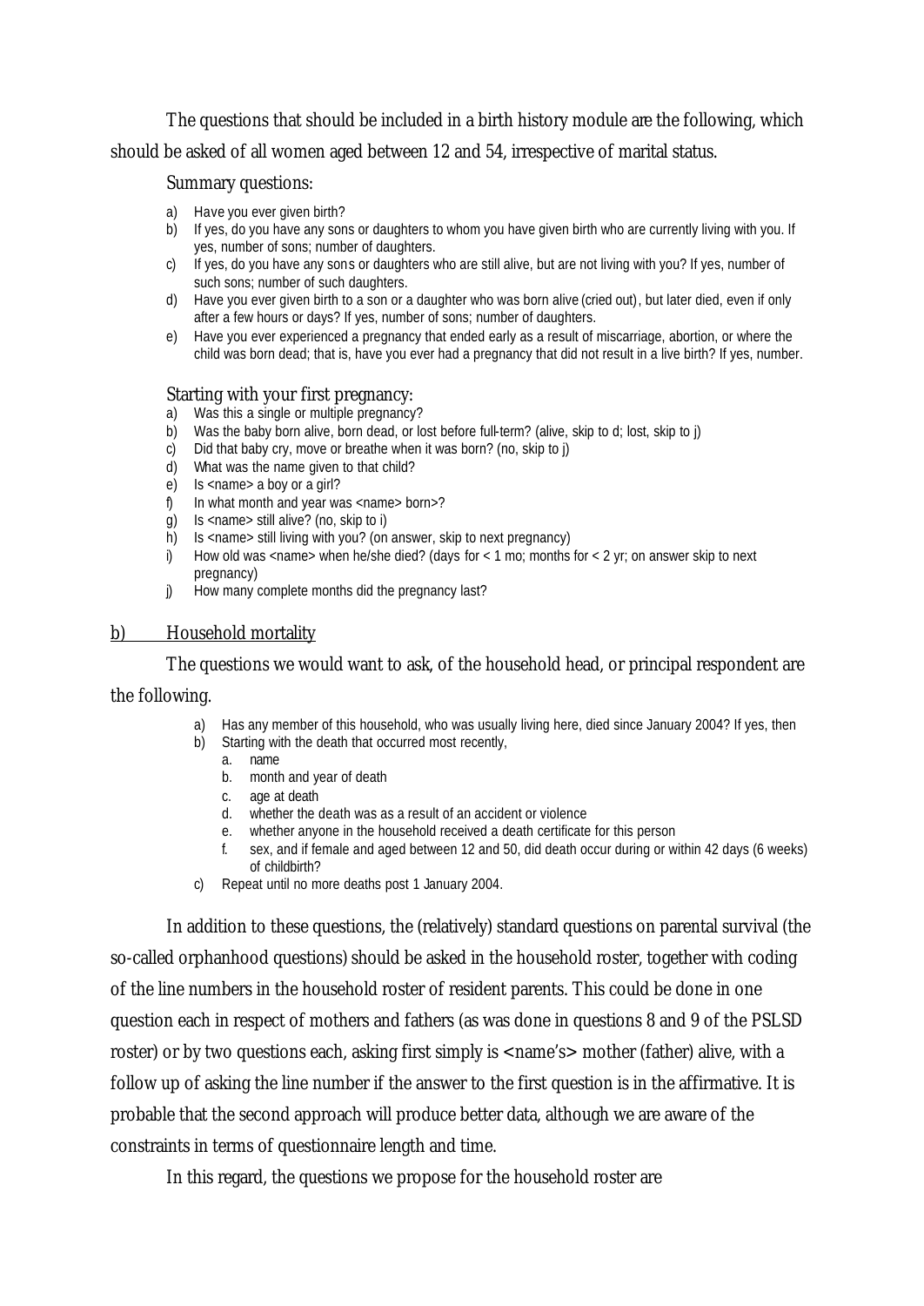The questions that should be included in a birth history module are the following, which should be asked of all women aged between 12 and 54, irrespective of marital status.

Summary questions:

a) Have you ever given birth?
b) If yes, do you have any sons or daughters to whom you have given birth who are currently living with you. If yes, number of sons; number of daughters.
c) If yes, do you have any sons or daughters who are still alive, but are not living with you? If yes, number of such sons; number of such daughters.
d) Have you ever given birth to a son or a daughter who was born alive (cried out), but later died, even if only after a few hours or days? If yes, number of sons; number of daughters.
e) Have you ever experienced a pregnancy that ended early as a result of miscarriage, abortion, or where the child was born dead; that is, have you ever had a pregnancy that did not result in a live birth? If yes, number.

Starting with your first pregnancy:

a) Was this a single or multiple pregnancy?
b) Was the baby born alive, born dead, or lost before full-term? (alive, skip to d; lost, skip to j)
c) Did that baby cry, move or breathe when it was born? (no, skip to j)
d) What was the name given to that child?
e) Is <name> a boy or a girl?
f) In what month and year was <name> born>?
g) Is <name> still alive? (no, skip to i)
h) Is <name> still living with you? (on answer, skip to next pregnancy)
i) How old was <name> when he/she died? (days for < 1 mo; months for < 2 yr; on answer skip to next pregnancy)
j) How many complete months did the pregnancy last?

## b) Household mortality

The questions we would want to ask, of the household head, or principal respondent are the following.

a) Has any member of this household, who was usually living here, died since January 2004? If yes, then
b) Starting with the death that occurred most recently,
    a. name
    b. month and year of death
    c. age at death
    d. whether the death was as a result of an accident or violence
    e. whether anyone in the household received a death certificate for this person
    f. sex, and if female and aged between 12 and 50, did death occur during or within 42 days (6 weeks) of childbirth?
c) Repeat until no more deaths post 1 January 2004.

In addition to these questions, the (relatively) standard questions on parental survival (the so-called orphanhood questions) should be asked in the household roster, together with coding of the line numbers in the household roster of resident parents. This could be done in one question each in respect of mothers and fathers (as was done in questions 8 and 9 of the PSLSD roster) or by two questions each, asking first simply is <name's> mother (father) alive, with a follow up of asking the line number if the answer to the first question is in the affirmative. It is probable that the second approach will produce better data, although we are aware of the constraints in terms of questionnaire length and time.

In this regard, the questions we propose for the household roster are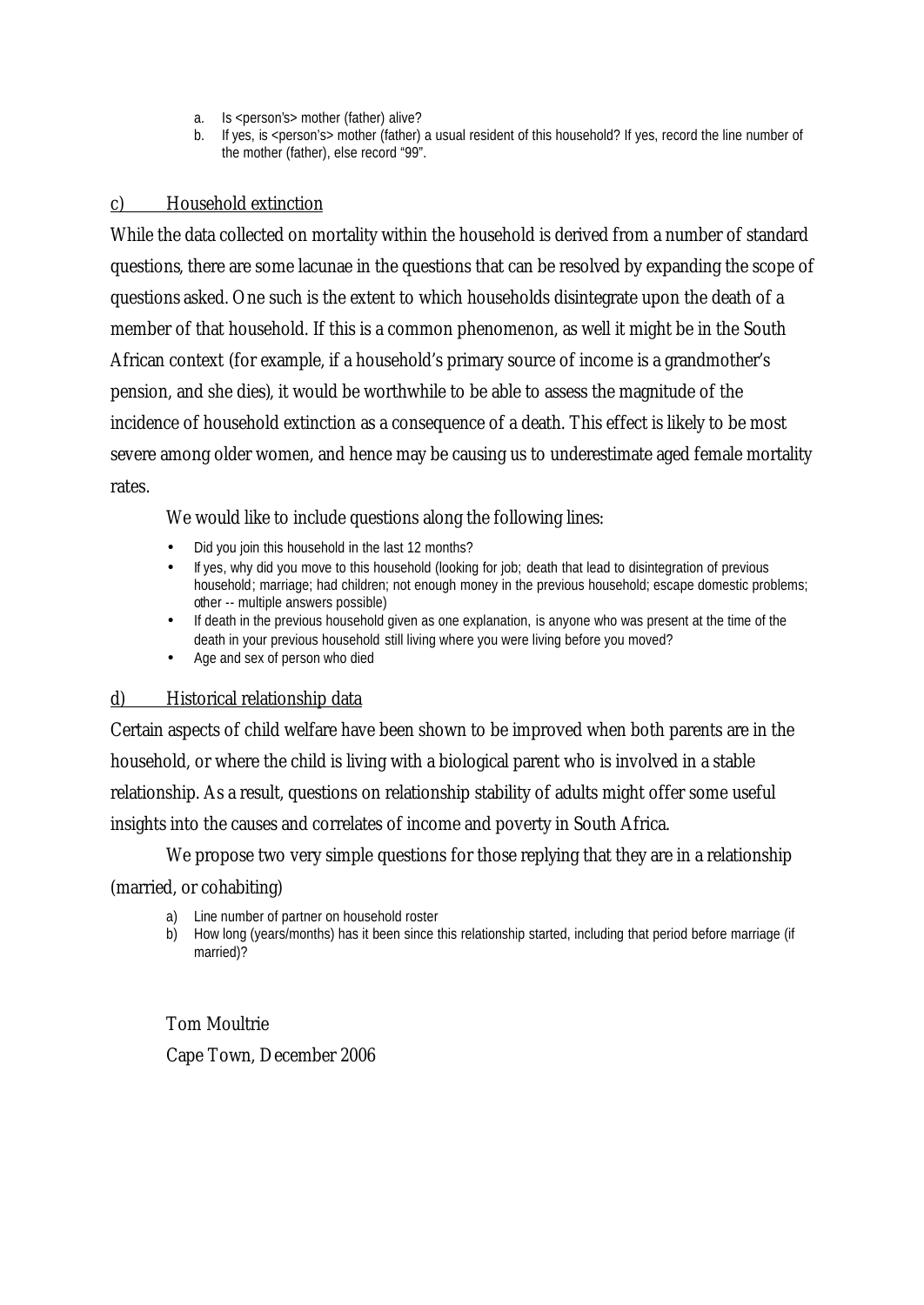a. Is <person's> mother (father) alive?
b. If yes, is <person's> mother (father) a usual resident of this household? If yes, record the line number of the mother (father), else record "99".

## c) Household extinction

While the data collected on mortality within the household is derived from a number of standard questions, there are some lacunae in the questions that can be resolved by expanding the scope of questions asked. One such is the extent to which households disintegrate upon the death of a member of that household. If this is a common phenomenon, as well it might be in the South African context (for example, if a household's primary source of income is a grandmother's pension, and she dies), it would be worthwhile to be able to assess the magnitude of the incidence of household extinction as a consequence of a death. This effect is likely to be most severe among older women, and hence may be causing us to underestimate aged female mortality rates.

We would like to include questions along the following lines:

- Did you join this household in the last 12 months?
- If yes, why did you move to this household (looking for job; death that lead to disintegration of previous household; marriage; had children; not enough money in the previous household; escape domestic problems; other -- multiple answers possible)
- If death in the previous household given as one explanation, is anyone who was present at the time of the death in your previous household still living where you were living before you moved?
- Age and sex of person who died

## d) Historical relationship data

Certain aspects of child welfare have been shown to be improved when both parents are in the household, or where the child is living with a biological parent who is involved in a stable relationship. As a result, questions on relationship stability of adults might offer some useful insights into the causes and correlates of income and poverty in South Africa.

We propose two very simple questions for those replying that they are in a relationship (married, or cohabiting)

a) Line number of partner on household roster
b) How long (years/months) has it been since this relationship started, including that period before marriage (if married)?

Tom Moultrie

Cape Town, December 2006